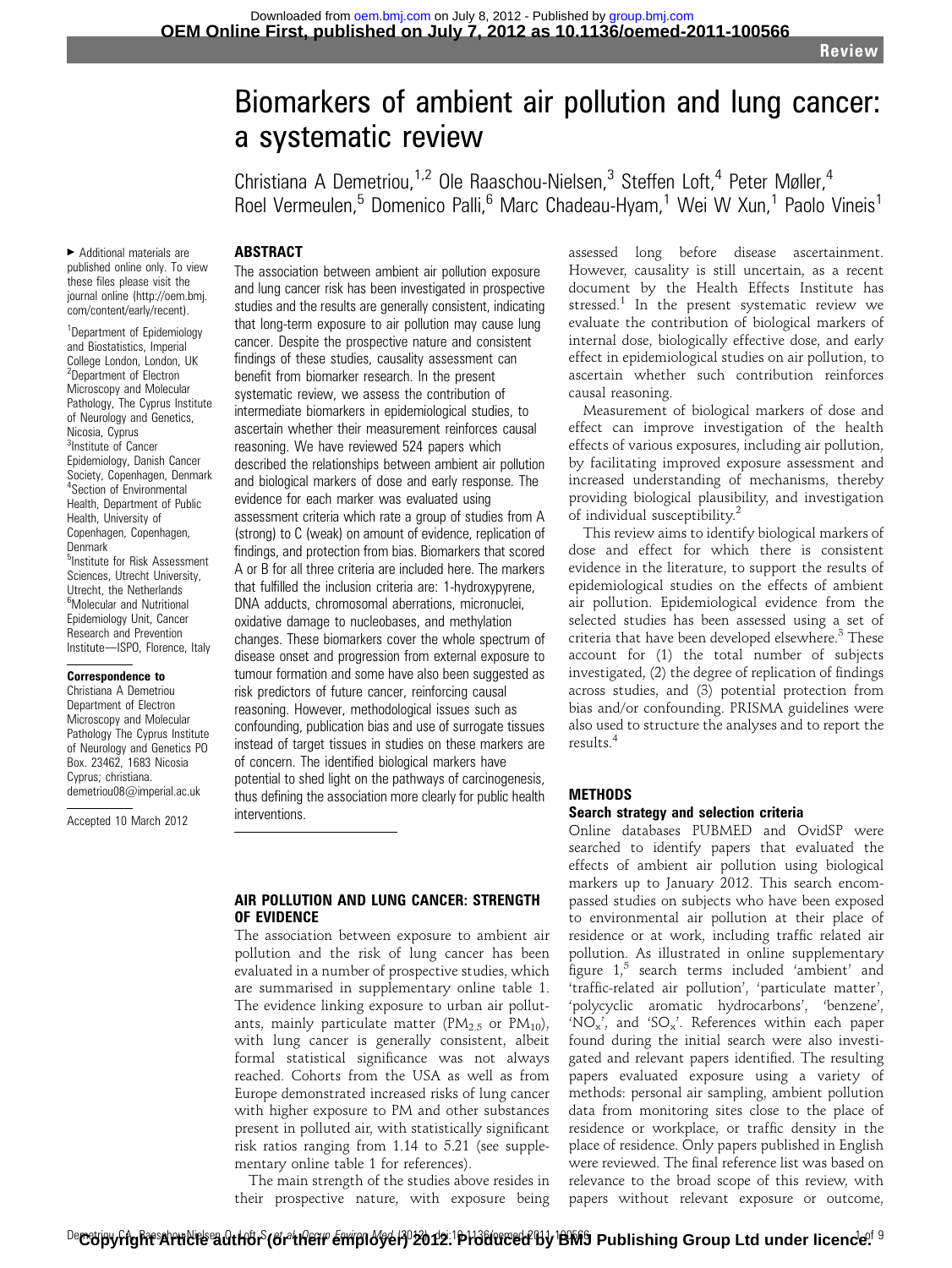Review

# Biomarkers of ambient air pollution and lung cancer: a systematic review

Christiana A Demetriou,[1,2] Ole Raaschou-Nielsen,[3] Steffen Loft,[4] Peter Møller,[4] Roel Vermeulen,[5] Domenico Palli,[6] Marc Chadeau-Hyam,[1] Wei W Xun,[1] Paolo Vineis[1]

► Additional materials are published online only. To view these files please visit the journal online (http://oem.bmj.com/content/early/recent).

[1]Department of Epidemiology and Biostatistics, Imperial College London, London, UK
[2]Department of Electron Microscopy and Molecular Pathology, The Cyprus Institute of Neurology and Genetics, Nicosia, Cyprus
[3]Institute of Cancer Epidemiology, Danish Cancer Society, Copenhagen, Denmark
[4]Section of Environmental Health, Department of Public Health, University of Copenhagen, Copenhagen, Denmark
[5]Institute for Risk Assessment Sciences, Utrecht University, Utrecht, the Netherlands
[6]Molecular and Nutritional Epidemiology Unit, Cancer Research and Prevention Institute—ISPO, Florence, Italy

**Correspondence to**
Christiana A Demetriou Department of Electron Microscopy and Molecular Pathology The Cyprus Institute of Neurology and Genetics PO Box. 23462, 1683 Nicosia Cyprus; christiana.demetriou08@imperial.ac.uk

Accepted 10 March 2012

## ABSTRACT

The association between ambient air pollution exposure and lung cancer risk has been investigated in prospective studies and the results are generally consistent, indicating that long-term exposure to air pollution may cause lung cancer. Despite the prospective nature and consistent findings of these studies, causality assessment can benefit from biomarker research. In the present systematic review, we assess the contribution of intermediate biomarkers in epidemiological studies, to ascertain whether their measurement reinforces causal reasoning. We have reviewed 524 papers which described the relationships between ambient air pollution and biological markers of dose and early response. The evidence for each marker was evaluated using assessment criteria which rate a group of studies from A (strong) to C (weak) on amount of evidence, replication of findings, and protection from bias. Biomarkers that scored A or B for all three criteria are included here. The markers that fulfilled the inclusion criteria are: 1-hydroxypyrene, DNA adducts, chromosomal aberrations, micronuclei, oxidative damage to nucleobases, and methylation changes. These biomarkers cover the whole spectrum of disease onset and progression from external exposure to tumour formation and some have also been suggested as risk predictors of future cancer, reinforcing causal reasoning. However, methodological issues such as confounding, publication bias and use of surrogate tissues instead of target tissues in studies on these markers are of concern. The identified biological markers have potential to shed light on the pathways of carcinogenesis, thus defining the association more clearly for public health interventions.

## AIR POLLUTION AND LUNG CANCER: STRENGTH OF EVIDENCE

The association between exposure to ambient air pollution and the risk of lung cancer has been evaluated in a number of prospective studies, which are summarised in supplementary online table 1. The evidence linking exposure to urban air pollutants, mainly particulate matter ($PM_{2.5}$ or $PM_{10}$), with lung cancer is generally consistent, albeit formal statistical significance was not always reached. Cohorts from the USA as well as from Europe demonstrated increased risks of lung cancer with higher exposure to PM and other substances present in polluted air, with statistically significant risk ratios ranging from 1.14 to 5.21 (see supplementary online table 1 for references).

The main strength of the studies above resides in their prospective nature, with exposure being assessed long before disease ascertainment. However, causality is still uncertain, as a recent document by the Health Effects Institute has stressed.[1] In the present systematic review we evaluate the contribution of biological markers of internal dose, biologically effective dose, and early effect in epidemiological studies on air pollution, to ascertain whether such contribution reinforces causal reasoning.

Measurement of biological markers of dose and effect can improve investigation of the health effects of various exposures, including air pollution, by facilitating improved exposure assessment and increased understanding of mechanisms, thereby providing biological plausibility, and investigation of individual susceptibility.[2]

This review aims to identify biological markers of dose and effect for which there is consistent evidence in the literature, to support the results of epidemiological studies on the effects of ambient air pollution. Epidemiological evidence from the selected studies has been assessed using a set of criteria that have been developed elsewhere.[3] These account for (1) the total number of subjects investigated, (2) the degree of replication of findings across studies, and (3) potential protection from bias and/or confounding. PRISMA guidelines were also used to structure the analyses and to report the results.[4]

## METHODS

### Search strategy and selection criteria

Online databases PUBMED and OvidSP were searched to identify papers that evaluated the effects of ambient air pollution using biological markers up to January 2012. This search encompassed studies on subjects who have been exposed to environmental air pollution at their place of residence or at work, including traffic related air pollution. As illustrated in online supplementary figure 1,[5] search terms included 'ambient' and 'traffic-related air pollution', 'particulate matter', 'polycyclic aromatic hydrocarbons', 'benzene', '$NO_x$', and '$SO_x$'. References within each paper found during the initial search were also investigated and relevant papers identified. The resulting papers evaluated exposure using a variety of methods: personal air sampling, ambient pollution data from monitoring sites close to the place of residence or workplace, or traffic density in the place of residence. Only papers published in English were reviewed. The final reference list was based on relevance to the broad scope of this review, with papers without relevant exposure or outcome,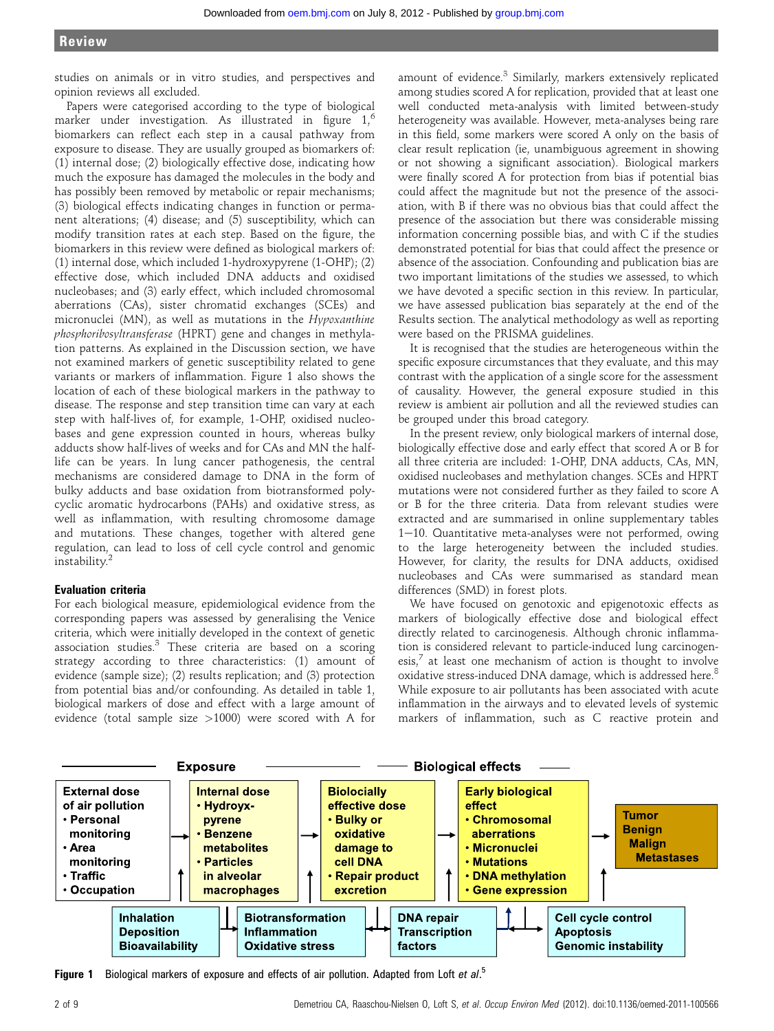studies on animals or in vitro studies, and perspectives and opinion reviews all excluded.

Papers were categorised according to the type of biological marker under investigation. As illustrated in figure 1,[6] biomarkers can reflect each step in a causal pathway from exposure to disease. They are usually grouped as biomarkers of: (1) internal dose; (2) biologically effective dose, indicating how much the exposure has damaged the molecules in the body and has possibly been removed by metabolic or repair mechanisms; (3) biological effects indicating changes in function or permanent alterations; (4) disease; and (5) susceptibility, which can modify transition rates at each step. Based on the figure, the biomarkers in this review were defined as biological markers of: (1) internal dose, which included 1-hydroxypyrene (1-OHP); (2) effective dose, which included DNA adducts and oxidised nucleobases; and (3) early effect, which included chromosomal aberrations (CAs), sister chromatid exchanges (SCEs) and micronuclei (MN), as well as mutations in the *Hypoxanthine phosphoribosyltransferase* (HPRT) gene and changes in methylation patterns. As explained in the Discussion section, we have not examined markers of genetic susceptibility related to gene variants or markers of inflammation. Figure 1 also shows the location of each of these biological markers in the pathway to disease. The response and step transition time can vary at each step with half-lives of, for example, 1-OHP, oxidised nucleobases and gene expression counted in hours, whereas bulky adducts show half-lives of weeks and for CAs and MN the half-life can be years. In lung cancer pathogenesis, the central mechanisms are considered damage to DNA in the form of bulky adducts and base oxidation from biotransformed polycyclic aromatic hydrocarbons (PAHs) and oxidative stress, as well as inflammation, with resulting chromosome damage and mutations. These changes, together with altered gene regulation, can lead to loss of cell cycle control and genomic instability.[2]

### Evaluation criteria

For each biological measure, epidemiological evidence from the corresponding papers was assessed by generalising the Venice criteria, which were initially developed in the context of genetic association studies.[3] These criteria are based on a scoring strategy according to three characteristics: (1) amount of evidence (sample size); (2) results replication; and (3) protection from potential bias and/or confounding. As detailed in table 1, biological markers of dose and effect with a large amount of evidence (total sample size >1000) were scored with A for amount of evidence.[3] Similarly, markers extensively replicated among studies scored A for replication, provided that at least one well conducted meta-analysis with limited between-study heterogeneity was available. However, meta-analyses being rare in this field, some markers were scored A only on the basis of clear result replication (ie, unambiguous agreement in showing or not showing a significant association). Biological markers were finally scored A for protection from bias if potential bias could affect the magnitude but not the presence of the association, with B if there was no obvious bias that could affect the presence of the association but there was considerable missing information concerning possible bias, and with C if the studies demonstrated potential for bias that could affect the presence or absence of the association. Confounding and publication bias are two important limitations of the studies we assessed, to which we have devoted a specific section in this review. In particular, we have assessed publication bias separately at the end of the Results section. The analytical methodology as well as reporting were based on the PRISMA guidelines.

It is recognised that the studies are heterogeneous within the specific exposure circumstances that they evaluate, and this may contrast with the application of a single score for the assessment of causality. However, the general exposure studied in this review is ambient air pollution and all the reviewed studies can be grouped under this broad category.

In the present review, only biological markers of internal dose, biologically effective dose and early effect that scored A or B for all three criteria are included: 1-OHP, DNA adducts, CAs, MN, oxidised nucleobases and methylation changes. SCEs and HPRT mutations were not considered further as they failed to score A or B for the three criteria. Data from relevant studies were extracted and are summarised in online supplementary tables 1–10. Quantitative meta-analyses were not performed, owing to the large heterogeneity between the included studies. However, for clarity, the results for DNA adducts, oxidised nucleobases and CAs were summarised as standard mean differences (SMD) in forest plots.

We have focused on genotoxic and epigenotoxic effects as markers of biologically effective dose and biological effect directly related to carcinogenesis. Although chronic inflammation is considered relevant to particle-induced lung carcinogenesis,[7] at least one mechanism of action is thought to involve oxidative stress-induced DNA damage, which is addressed here.[8] While exposure to air pollutants has been associated with acute inflammation in the airways and to elevated levels of systemic markers of inflammation, such as C reactive protein and

**Exposure** — **Biological effects**

| External dose of air pollution | Internal dose | Biolocially effective dose | Early biological effect | Tumor |
|---|---|---|---|---|
| • Personal monitoring<br>• Area monitoring<br>• Traffic<br>• Occupation | • Hydroxy-pyrene<br>• Benzene metabolites<br>• Particles in alveolar macrophages | • Bulky or oxidative damage to cell DNA<br>• Repair product excretion | • Chromosomal aberrations<br>• Micronuclei<br>• Mutations<br>• DNA methylation<br>• Gene expression | Benign<br>Malign<br>Metastases |

| Inhalation Deposition Bioavailability | Biotransformation Inflammation Oxidative stress | DNA repair Transcription factors | Cell cycle control Apoptosis Genomic instability |
|---|---|---|---|

**Figure 1** Biological markers of exposure and effects of air pollution. Adapted from Loft *et al*.[5]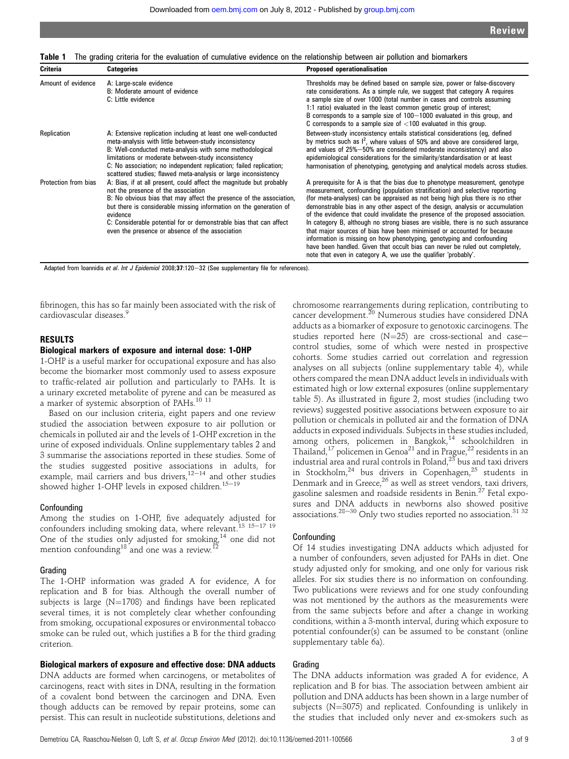**Table 1** The grading criteria for the evaluation of cumulative evidence on the relationship between air pollution and biomarkers

| Criteria | Categories | Proposed operationalisation |
|---|---|---|
| Amount of evidence | A: Large-scale evidence<br>B: Moderate amount of evidence<br>C: Little evidence | Thresholds may be defined based on sample size, power or false-discovery rate considerations. As a simple rule, we suggest that category A requires a sample size of over 1000 (total number in cases and controls assuming 1:1 ratio) evaluated in the least common genetic group of interest; B corresponds to a sample size of 100–1000 evaluated in this group, and C corresponds to a sample size of <100 evaluated in this group. |
| Replication | A: Extensive replication including at least one well-conducted meta-analysis with little between-study inconsistency<br>B: Well-conducted meta-analysis with some methodological limitations or moderate between-study inconsistency<br>C: No association; no independent replication; failed replication; scattered studies; flawed meta-analysis or large inconsistency | Between-study inconsistency entails statistical considerations (eg, defined by metrics such as $I^2$, where values of 50% and above are considered large, and values of 25%–50% are considered moderate inconsistency) and also epidemiological considerations for the similarity/standardisation or at least harmonisation of phenotyping, genotyping and analytical models across studies. |
| Protection from bias | A: Bias, if at all present, could affect the magnitude but probably not the presence of the association<br>B: No obvious bias that may affect the presence of the association, but there is considerable missing information on the generation of evidence<br>C: Considerable potential for or demonstrable bias that can affect even the presence or absence of the association | A prerequisite for A is that the bias due to phenotype measurement, genotype measurement, confounding (population stratification) and selective reporting (for meta-analyses) can be appraised as not being high plus there is no other demonstrable bias in any other aspect of the design, analysis or accumulation of the evidence that could invalidate the presence of the proposed association. In category B, although no strong biases are visible, there is no such assurance that major sources of bias have been minimised or accounted for because information is missing on how phenotyping, genotyping and confounding have been handled. Given that occult bias can never be ruled out completely, note that even in category A, we use the qualifier 'probably'. |

Adapted from Ioannidis *et al*. *Int J Epidemiol* 2008;**37**:120–32 (See supplementary file for references).

fibrinogen, this has so far mainly been associated with the risk of cardiovascular diseases.[9]

## RESULTS

### Biological markers of exposure and internal dose: 1-OHP

1-OHP is a useful marker for occupational exposure and has also become the biomarker most commonly used to assess exposure to traffic-related air pollution and particularly to PAHs. It is a urinary excreted metabolite of pyrene and can be measured as a marker of systemic absorption of PAHs.[10 11]

Based on our inclusion criteria, eight papers and one review studied the association between exposure to air pollution or chemicals in polluted air and the levels of 1-OHP excretion in the urine of exposed individuals. Online supplementary tables 2 and 3 summarise the associations reported in these studies. Some of the studies suggested positive associations in adults, for example, mail carriers and bus drivers,[12–14] and other studies showed higher 1-OHP levels in exposed children.[15–19]

#### Confounding

Among the studies on 1-OHP, five adequately adjusted for confounders including smoking data, where relevant.[13 15–17 19] One of the studies only adjusted for smoking,[14] one did not mention confounding[18] and one was a review.[12]

#### Grading

The 1-OHP information was graded A for evidence, A for replication and B for bias. Although the overall number of subjects is large (N=1708) and findings have been replicated several times, it is not completely clear whether confounding from smoking, occupational exposures or environmental tobacco smoke can be ruled out, which justifies a B for the third grading criterion.

### Biological markers of exposure and effective dose: DNA adducts

DNA adducts are formed when carcinogens, or metabolites of carcinogens, react with sites in DNA, resulting in the formation of a covalent bond between the carcinogen and DNA. Even though adducts can be removed by repair proteins, some can persist. This can result in nucleotide substitutions, deletions and chromosome rearrangements during replication, contributing to cancer development.[20] Numerous studies have considered DNA adducts as a biomarker of exposure to genotoxic carcinogens. The studies reported here (N=25) are cross-sectional and case–control studies, some of which were nested in prospective cohorts. Some studies carried out correlation and regression analyses on all subjects (online supplementary table 4), while others compared the mean DNA adduct levels in individuals with estimated high or low external exposures (online supplementary table 5). As illustrated in figure 2, most studies (including two reviews) suggested positive associations between exposure to air pollution or chemicals in polluted air and the formation of DNA adducts in exposed individuals. Subjects in these studies included, among others, policemen in Bangkok,[14] schoolchildren in Thailand,[17] policemen in Genoa[21] and in Prague,[22] residents in an industrial area and rural controls in Poland,[23] bus and taxi drivers in Stockholm,[24] bus drivers in Copenhagen,[25] students in Denmark and in Greece,[26] as well as street vendors, taxi drivers, gasoline salesmen and roadside residents in Benin.[27] Fetal exposures and DNA adducts in newborns also showed positive associations.[28–30] Only two studies reported no association.[31 32]

#### Confounding

Of 14 studies investigating DNA adducts which adjusted for a number of confounders, seven adjusted for PAHs in diet. One study adjusted only for smoking, and one only for various risk alleles. For six studies there is no information on confounding. Two publications were reviews and for one study confounding was not mentioned by the authors as the measurements were from the same subjects before and after a change in working conditions, within a 3-month interval, during which exposure to potential confounder(s) can be assumed to be constant (online supplementary table 6a).

#### Grading

The DNA adducts information was graded A for evidence, A replication and B for bias. The association between ambient air pollution and DNA adducts has been shown in a large number of subjects (N=3075) and replicated. Confounding is unlikely in the studies that included only never and ex-smokers such as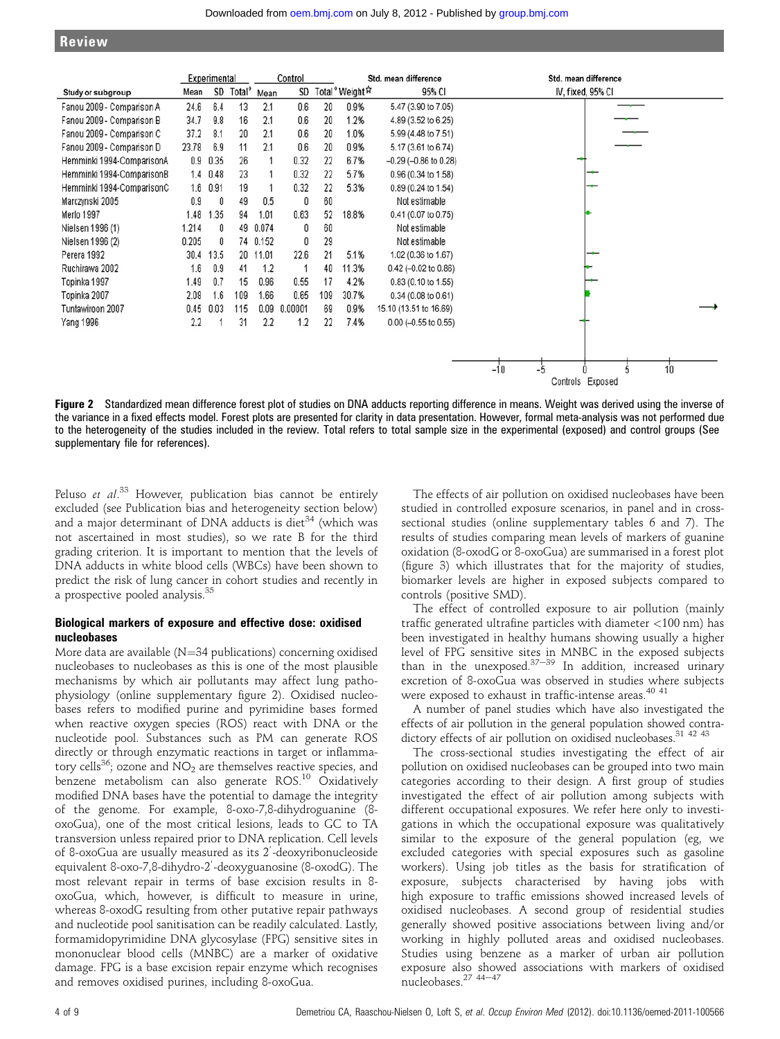| Study or subgroup | Experimental Mean | SD | Total[a] | Control Mean | SD | Total[a] | Weight[b] | Std. mean difference 95% CI |
|---|---|---|---|---|---|---|---|---|
| Fanou 2009 - Comparison A | 24.6 | 6.4 | 13 | 2.1 | 0.6 | 20 | 0.9% | 5.47 (3.90 to 7.05) |
| Fanou 2009 - Comparison B | 34.7 | 9.8 | 16 | 2.1 | 0.6 | 20 | 1.2% | 4.89 (3.52 to 6.25) |
| Fanou 2009 - Comparison C | 37.2 | 8.1 | 20 | 2.1 | 0.6 | 20 | 1.0% | 5.99 (4.48 to 7.51) |
| Fanou 2009 - Comparison D | 23.78 | 6.9 | 11 | 2.1 | 0.6 | 20 | 0.9% | 5.17 (3.61 to 6.74) |
| Hemminki 1994-ComparisonA | 0.9 | 0.35 | 26 | 1 | 0.32 | 22 | 6.7% | −0.29 (−0.86 to 0.28) |
| Hemminki 1994-ComparisonB | 1.4 | 0.48 | 23 | 1 | 0.32 | 22 | 5.7% | 0.96 (0.34 to 1.58) |
| Hemminki 1994-ComparisonC | 1.6 | 0.91 | 19 | 1 | 0.32 | 22 | 5.3% | 0.89 (0.24 to 1.54) |
| Marczynski 2005 | 0.9 | 0 | 49 | 0.5 | 0 | 60 | | Not estimable |
| Merlo 1997 | 1.48 | 1.35 | 94 | 1.01 | 0.63 | 52 | 18.8% | 0.41 (0.07 to 0.75) |
| Nielsen 1996 (1) | 1.214 | 0 | 49 | 0.074 | 0 | 60 | | Not estimable |
| Nielsen 1996 (2) | 0.205 | 0 | 74 | 0.152 | 0 | 29 | | Not estimable |
| Perera 1992 | 30.4 | 13.5 | 20 | 11.01 | 22.6 | 21 | 5.1% | 1.02 (0.36 to 1.67) |
| Ruchirawa 2002 | 1.6 | 0.9 | 41 | 1.2 | 1 | 40 | 11.3% | 0.42 (−0.02 to 0.86) |
| Topinka 1997 | 1.49 | 0.7 | 15 | 0.96 | 0.55 | 17 | 4.2% | 0.83 (0.10 to 1.55) |
| Topinka 2007 | 2.08 | 1.6 | 109 | 1.66 | 0.65 | 109 | 30.7% | 0.34 (0.08 to 0.61) |
| Tuntawiroon 2007 | 0.45 | 0.03 | 115 | 0.09 | 0.00001 | 69 | 0.9% | 15.10 (13.51 to 16.69) |
| Yang 1996 | 2.2 | 1 | 31 | 2.2 | 1.2 | 22 | 7.4% | 0.00 (−0.55 to 0.55) |

Figure 2 Standardized mean difference forest plot of studies on DNA adducts reporting difference in means. Weight was derived using the inverse of the variance in a fixed effects model. Forest plots are presented for clarity in data presentation. However, formal meta-analysis was not performed due to the heterogeneity of the studies included in the review. Total refers to total sample size in the experimental (exposed) and control groups (See supplementary file for references).

Peluso *et al*.[33] However, publication bias cannot be entirely excluded (see Publication bias and heterogeneity section below) and a major determinant of DNA adducts is diet[34] (which was not ascertained in most studies), so we rate B for the third grading criterion. It is important to mention that the levels of DNA adducts in white blood cells (WBCs) have been shown to predict the risk of lung cancer in cohort studies and recently in a prospective pooled analysis.[35]

### Biological markers of exposure and effective dose: oxidised nucleobases

More data are available (N=34 publications) concerning oxidised nucleobases to nucleobases as this is one of the most plausible mechanisms by which air pollutants may affect lung pathophysiology (online supplementary figure 2). Oxidised nucleobases refers to modified purine and pyrimidine bases formed when reactive oxygen species (ROS) react with DNA or the nucleotide pool. Substances such as PM can generate ROS directly or through enzymatic reactions in target or inflammatory cells[36]; ozone and $NO_2$ are themselves reactive species, and benzene metabolism can also generate ROS.[10] Oxidatively modified DNA bases have the potential to damage the integrity of the genome. For example, 8-oxo-7,8-dihydroguanine (8-oxoGua), one of the most critical lesions, leads to GC to TA transversion unless repaired prior to DNA replication. Cell levels of 8-oxoGua are usually measured as its 2′-deoxyribonucleoside equivalent 8-oxo-7,8-dihydro-2′-deoxyguanosine (8-oxodG). The most relevant repair in terms of base excision results in 8-oxoGua, which, however, is difficult to measure in urine, whereas 8-oxodG resulting from other putative repair pathways and nucleotide pool sanitisation can be readily calculated. Lastly, formamidopyrimidine DNA glycosylase (FPG) sensitive sites in mononuclear blood cells (MNBC) are a marker of oxidative damage. FPG is a base excision repair enzyme which recognises and removes oxidised purines, including 8-oxoGua.

The effects of air pollution on oxidised nucleobases have been studied in controlled exposure scenarios, in panel and in cross-sectional studies (online supplementary tables 6 and 7). The results of studies comparing mean levels of markers of guanine oxidation (8-oxodG or 8-oxoGua) are summarised in a forest plot (figure 3) which illustrates that for the majority of studies, biomarker levels are higher in exposed subjects compared to controls (positive SMD).

The effect of controlled exposure to air pollution (mainly traffic generated ultrafine particles with diameter <100 nm) has been investigated in healthy humans showing usually a higher level of FPG sensitive sites in MNBC in the exposed subjects than in the unexposed.[37–39] In addition, increased urinary excretion of 8-oxoGua was observed in studies where subjects were exposed to exhaust in traffic-intense areas.[40 41]

A number of panel studies which have also investigated the effects of air pollution in the general population showed contradictory effects of air pollution on oxidised nucleobases.[31 42 43]

The cross-sectional studies investigating the effect of air pollution on oxidised nucleobases can be grouped into two main categories according to their design. A first group of studies investigated the effect of air pollution among subjects with different occupational exposures. We refer here only to investigations in which the occupational exposure was qualitatively similar to the exposure of the general population (eg, we excluded categories with special exposures such as gasoline workers). Using job titles as the basis for stratification of exposure, subjects characterised by having jobs with high exposure to traffic emissions showed increased levels of oxidised nucleobases. A second group of residential studies generally showed positive associations between living and/or working in highly polluted areas and oxidised nucleobases. Studies using benzene as a marker of urban air pollution exposure also showed associations with markers of oxidised nucleobases.[27 44–47]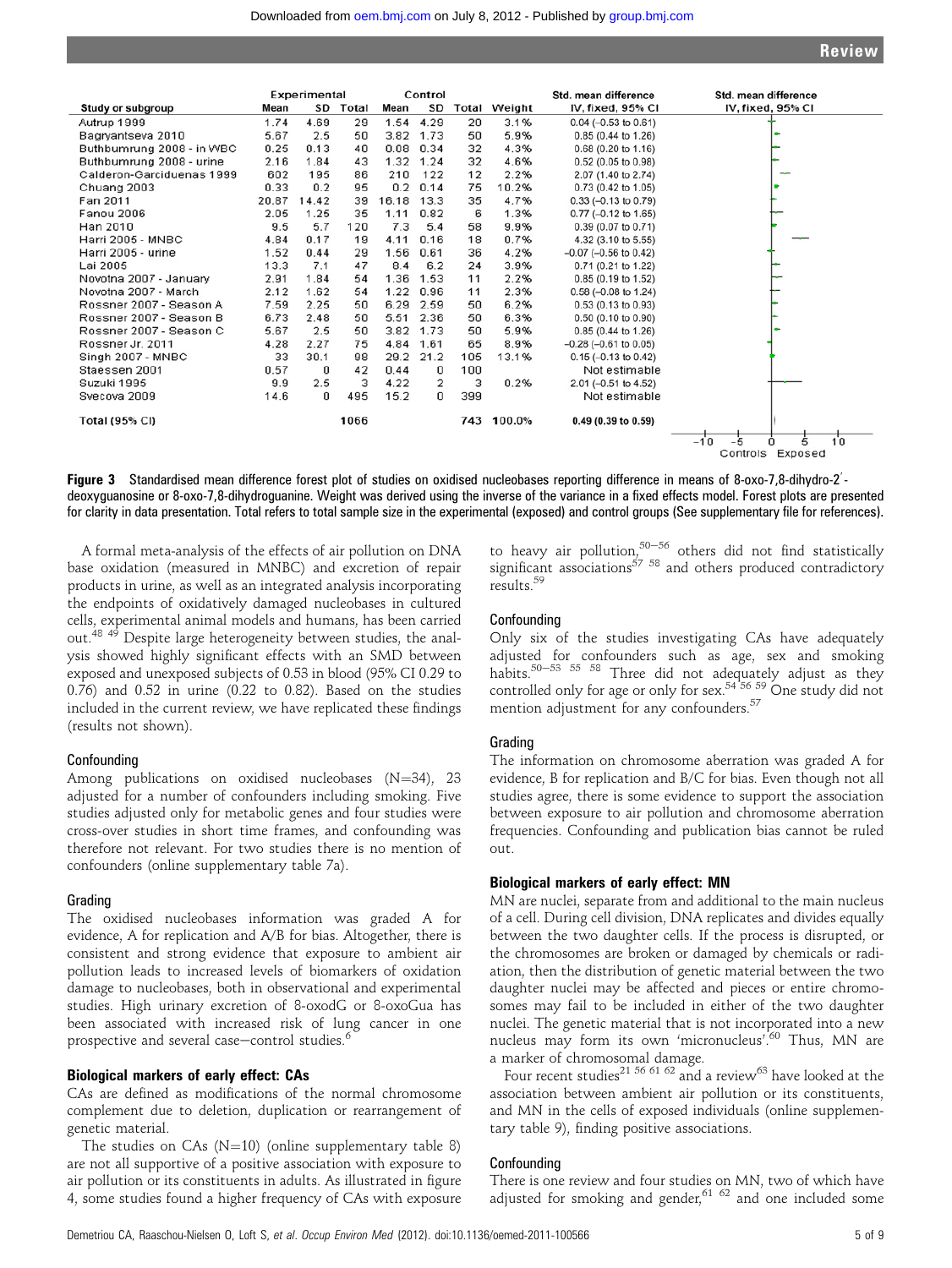| Study or subgroup | Experimental Mean | SD | Total | Control Mean | SD | Total | Weight | Std. mean difference IV, fixed, 95% CI |
|---|---|---|---|---|---|---|---|---|
| Autrup 1999 | 1.74 | 4.69 | 29 | 1.54 | 4.29 | 20 | 3.1% | 0.04 (−0.53 to 0.61) |
| Bagryantseva 2010 | 5.67 | 2.5 | 50 | 3.82 | 1.73 | 50 | 5.9% | 0.85 (0.44 to 1.26) |
| Buthbumrung 2008 - in WBC | 0.25 | 0.13 | 40 | 0.08 | 0.34 | 32 | 4.3% | 0.68 (0.20 to 1.16) |
| Buthbumrung 2008 - urine | 2.16 | 1.84 | 43 | 1.32 | 1.24 | 32 | 4.6% | 0.52 (0.05 to 0.98) |
| Calderon-Garciduenas 1999 | 602 | 195 | 86 | 210 | 122 | 12 | 2.2% | 2.07 (1.40 to 2.74) |
| Chuang 2003 | 0.33 | 0.2 | 95 | 0.2 | 0.14 | 75 | 10.2% | 0.73 (0.42 to 1.05) |
| Fan 2011 | 20.87 | 14.42 | 39 | 16.18 | 13.3 | 35 | 4.7% | 0.33 (−0.13 to 0.79) |
| Fanou 2006 | 2.05 | 1.25 | 35 | 1.11 | 0.82 | 6 | 1.3% | 0.77 (−0.12 to 1.65) |
| Han 2010 | 9.5 | 5.7 | 120 | 7.3 | 5.4 | 58 | 9.9% | 0.39 (0.07 to 0.71) |
| Harri 2005 - MNBC | 4.84 | 0.17 | 19 | 4.11 | 0.16 | 18 | 0.7% | 4.32 (3.10 to 5.55) |
| Harri 2005 - urine | 1.52 | 0.44 | 29 | 1.56 | 0.61 | 36 | 4.2% | −0.07 (−0.56 to 0.42) |
| Lai 2005 | 13.3 | 7.1 | 47 | 8.4 | 6.2 | 24 | 3.9% | 0.71 (0.21 to 1.22) |
| Novotna 2007 - January | 2.91 | 1.84 | 54 | 1.36 | 1.53 | 11 | 2.2% | 0.85 (0.19 to 1.52) |
| Novotna 2007 - March | 2.12 | 1.62 | 54 | 1.22 | 0.96 | 11 | 2.3% | 0.58 (−0.08 to 1.24) |
| Rossner 2007 - Season A | 7.59 | 2.25 | 50 | 6.29 | 2.59 | 50 | 6.2% | 0.53 (0.13 to 0.93) |
| Rossner 2007 - Season B | 6.73 | 2.48 | 50 | 5.51 | 2.36 | 50 | 6.3% | 0.50 (0.10 to 0.90) |
| Rossner 2007 - Season C | 5.67 | 2.5 | 50 | 3.82 | 1.73 | 50 | 5.9% | 0.85 (0.44 to 1.26) |
| Rossner Jr. 2011 | 4.28 | 2.27 | 75 | 4.84 | 1.61 | 65 | 8.9% | −0.28 (−0.61 to 0.05) |
| Singh 2007 - MNBC | 33 | 30.1 | 98 | 29.2 | 21.2 | 105 | 13.1% | 0.15 (−0.13 to 0.42) |
| Staessen 2001 | 0.57 | 0 | 42 | 0.44 | 0 | 100 | | Not estimable |
| Suzuki 1995 | 9.9 | 2.5 | 3 | 4.22 | 2 | 3 | 0.2% | 2.01 (−0.51 to 4.52) |
| Svecova 2009 | 14.6 | 0 | 495 | 15.2 | 0 | 399 | | Not estimable |
| **Total (95% CI)** | | | **1066** | | | **743** | **100.0%** | **0.49 (0.39 to 0.59)** |

**Figure 3** Standardised mean difference forest plot of studies on oxidised nucleobases reporting difference in means of 8-oxo-7,8-dihydro-2′-deoxyguanosine or 8-oxo-7,8-dihydroguanine. Weight was derived using the inverse of the variance in a fixed effects model. Forest plots are presented for clarity in data presentation. Total refers to total sample size in the experimental (exposed) and control groups (See supplementary file for references).

A formal meta-analysis of the effects of air pollution on DNA base oxidation (measured in MNBC) and excretion of repair products in urine, as well as an integrated analysis incorporating the endpoints of oxidatively damaged nucleobases in cultured cells, experimental animal models and humans, has been carried out.[48 49] Despite large heterogeneity between studies, the analysis showed highly significant effects with an SMD between exposed and unexposed subjects of 0.53 in blood (95% CI 0.29 to 0.76) and 0.52 in urine (0.22 to 0.82). Based on the studies included in the current review, we have replicated these findings (results not shown).

### Confounding

Among publications on oxidised nucleobases (N=34), 23 adjusted for a number of confounders including smoking. Five studies adjusted only for metabolic genes and four studies were cross-over studies in short time frames, and confounding was therefore not relevant. For two studies there is no mention of confounders (online supplementary table 7a).

### Grading

The oxidised nucleobases information was graded A for evidence, A for replication and A/B for bias. Altogether, there is consistent and strong evidence that exposure to ambient air pollution leads to increased levels of biomarkers of oxidation damage to nucleobases, both in observational and experimental studies. High urinary excretion of 8-oxodG or 8-oxoGua has been associated with increased risk of lung cancer in one prospective and several case–control studies.[6]

## Biological markers of early effect: CAs

CAs are defined as modifications of the normal chromosome complement due to deletion, duplication or rearrangement of genetic material.

The studies on CAs (N=10) (online supplementary table 8) are not all supportive of a positive association with exposure to air pollution or its constituents in adults. As illustrated in figure 4, some studies found a higher frequency of CAs with exposure to heavy air pollution,[50–56] others did not find statistically significant associations[57 58] and others produced contradictory results.[59]

### Confounding

Only six of the studies investigating CAs have adequately adjusted for confounders such as age, sex and smoking habits.[50–53 55 58] Three did not adequately adjust as they controlled only for age or only for sex.[54 56 59] One study did not mention adjustment for any confounders.[57]

### Grading

The information on chromosome aberration was graded A for evidence, B for replication and B/C for bias. Even though not all studies agree, there is some evidence to support the association between exposure to air pollution and chromosome aberration frequencies. Confounding and publication bias cannot be ruled out.

## Biological markers of early effect: MN

MN are nuclei, separate from and additional to the main nucleus of a cell. During cell division, DNA replicates and divides equally between the two daughter cells. If the process is disrupted, or the chromosomes are broken or damaged by chemicals or radiation, then the distribution of genetic material between the two daughter nuclei may be affected and pieces or entire chromosomes may fail to be included in either of the two daughter nuclei. The genetic material that is not incorporated into a new nucleus may form its own 'micronucleus'.[60] Thus, MN are a marker of chromosomal damage.

Four recent studies[21 56 61 62] and a review[63] have looked at the association between ambient air pollution or its constituents, and MN in the cells of exposed individuals (online supplementary table 9), finding positive associations.

### Confounding

There is one review and four studies on MN, two of which have adjusted for smoking and gender,[61 62] and one included some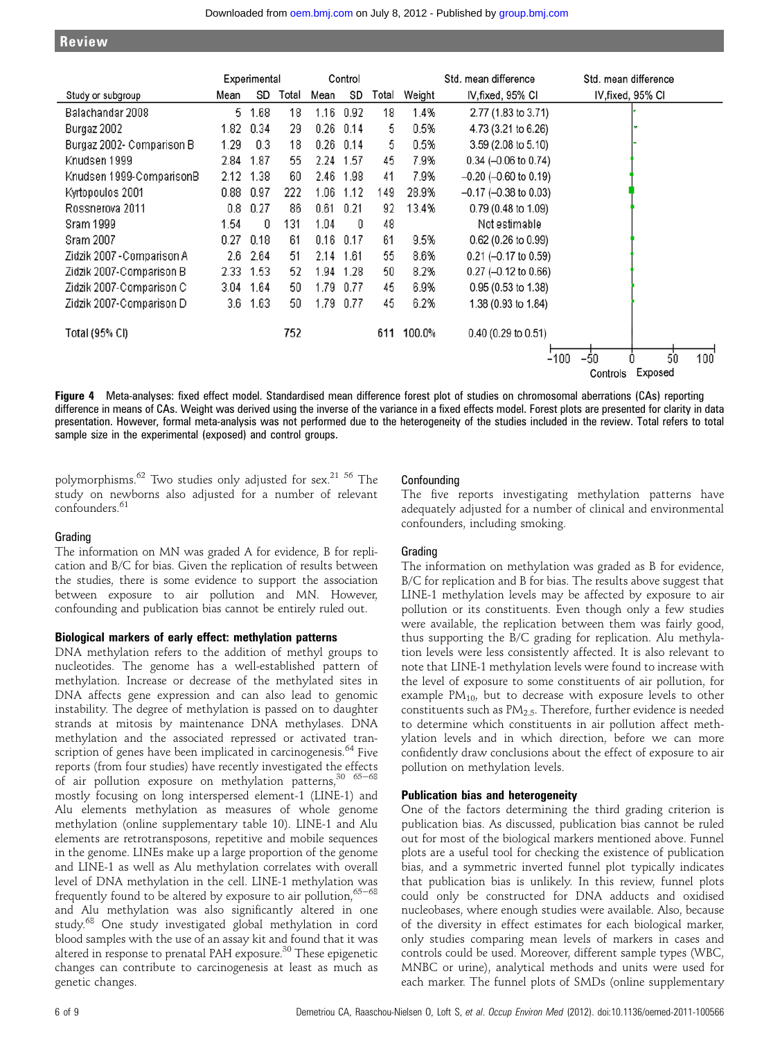| Study or subgroup | Experimental Mean | Experimental SD | Experimental Total | Control Mean | Control SD | Control Total | Weight | Std. mean difference IV,fixed, 95% CI |
|---|---|---|---|---|---|---|---|---|
| Balachandar 2008 | 5 | 1.68 | 18 | 1.16 | 0.92 | 18 | 1.4% | 2.77 (1.83 to 3.71) |
| Burgaz 2002 | 1.82 | 0.34 | 29 | 0.26 | 0.14 | 5 | 0.5% | 4.73 (3.21 to 6.26) |
| Burgaz 2002- Comparison B | 1.29 | 0.3 | 18 | 0.26 | 0.14 | 5 | 0.5% | 3.59 (2.08 to 5.10) |
| Knudsen 1999 | 2.84 | 1.87 | 55 | 2.24 | 1.57 | 45 | 7.9% | 0.34 (−0.06 to 0.74) |
| Knudsen 1999-ComparisonB | 2.12 | 1.38 | 60 | 2.46 | 1.98 | 41 | 7.9% | −0.20 (−0.60 to 0.19) |
| Kyrtopoulos 2001 | 0.88 | 0.97 | 222 | 1.06 | 1.12 | 149 | 28.9% | −0.17 (−0.38 to 0.03) |
| Rossnerova 2011 | 0.8 | 0.27 | 86 | 0.61 | 0.21 | 92 | 13.4% | 0.79 (0.48 to 1.09) |
| Sram 1999 | 1.54 | 0 | 131 | 1.04 | 0 | 48 | | Not estimable |
| Sram 2007 | 0.27 | 0.18 | 61 | 0.16 | 0.17 | 61 | 9.5% | 0.62 (0.26 to 0.99) |
| Zidzik 2007 -Comparison A | 2.6 | 2.64 | 51 | 2.14 | 1.61 | 55 | 8.6% | 0.21 (−0.17 to 0.59) |
| Zidzik 2007-Comparison B | 2.33 | 1.53 | 52 | 1.94 | 1.28 | 50 | 8.2% | 0.27 (−0.12 to 0.66) |
| Zidzik 2007-Comparison C | 3.04 | 1.64 | 50 | 1.79 | 0.77 | 45 | 6.9% | 0.95 (0.53 to 1.38) |
| Zidzik 2007-Comparison D | 3.6 | 1.63 | 50 | 1.79 | 0.77 | 45 | 6.2% | 1.38 (0.93 to 1.84) |
| Total (95% CI) | | | 752 | | | 611 | 100.0% | 0.40 (0.29 to 0.51) |

**Figure 4** Meta-analyses: fixed effect model. Standardised mean difference forest plot of studies on chromosomal aberrations (CAs) reporting difference in means of CAs. Weight was derived using the inverse of the variance in a fixed effects model. Forest plots are presented for clarity in data presentation. However, formal meta-analysis was not performed due to the heterogeneity of the studies included in the review. Total refers to total sample size in the experimental (exposed) and control groups.

polymorphisms.[62] Two studies only adjusted for sex.[21 56] The study on newborns also adjusted for a number of relevant confounders.[61]

### Grading

The information on MN was graded A for evidence, B for replication and B/C for bias. Given the replication of results between the studies, there is some evidence to support the association between exposure to air pollution and MN. However, confounding and publication bias cannot be entirely ruled out.

## Biological markers of early effect: methylation patterns

DNA methylation refers to the addition of methyl groups to nucleotides. The genome has a well-established pattern of methylation. Increase or decrease of the methylated sites in DNA affects gene expression and can also lead to genomic instability. The degree of methylation is passed on to daughter strands at mitosis by maintenance DNA methylases. DNA methylation and the associated repressed or activated transcription of genes have been implicated in carcinogenesis.[64] Five reports (from four studies) have recently investigated the effects of air pollution exposure on methylation patterns,[30 65–68] mostly focusing on long interspersed element-1 (LINE-1) and Alu elements methylation as measures of whole genome methylation (online supplementary table 10). LINE-1 and Alu elements are retrotransposons, repetitive and mobile sequences in the genome. LINEs make up a large proportion of the genome and LINE-1 as well as Alu methylation correlates with overall level of DNA methylation in the cell. LINE-1 methylation was frequently found to be altered by exposure to air pollution,[65–68] and Alu methylation was also significantly altered in one study.[68] One study investigated global methylation in cord blood samples with the use of an assay kit and found that it was altered in response to prenatal PAH exposure.[30] These epigenetic changes can contribute to carcinogenesis at least as much as genetic changes.

### Confounding

The five reports investigating methylation patterns have adequately adjusted for a number of clinical and environmental confounders, including smoking.

### Grading

The information on methylation was graded as B for evidence, B/C for replication and B for bias. The results above suggest that LINE-1 methylation levels may be affected by exposure to air pollution or its constituents. Even though only a few studies were available, the replication between them was fairly good, thus supporting the B/C grading for replication. Alu methylation levels were less consistently affected. It is also relevant to note that LINE-1 methylation levels were found to increase with the level of exposure to some constituents of air pollution, for example $PM_{10}$, but to decrease with exposure levels to other constituents such as $PM_{2.5}$. Therefore, further evidence is needed to determine which constituents in air pollution affect methylation levels and in which direction, before we can more confidently draw conclusions about the effect of exposure to air pollution on methylation levels.

## Publication bias and heterogeneity

One of the factors determining the third grading criterion is publication bias. As discussed, publication bias cannot be ruled out for most of the biological markers mentioned above. Funnel plots are a useful tool for checking the existence of publication bias, and a symmetric inverted funnel plot typically indicates that publication bias is unlikely. In this review, funnel plots could only be constructed for DNA adducts and oxidised nucleobases, where enough studies were available. Also, because of the diversity in effect estimates for each biological marker, only studies comparing mean levels of markers in cases and controls could be used. Moreover, different sample types (WBC, MNBC or urine), analytical methods and units were used for each marker. The funnel plots of SMDs (online supplementary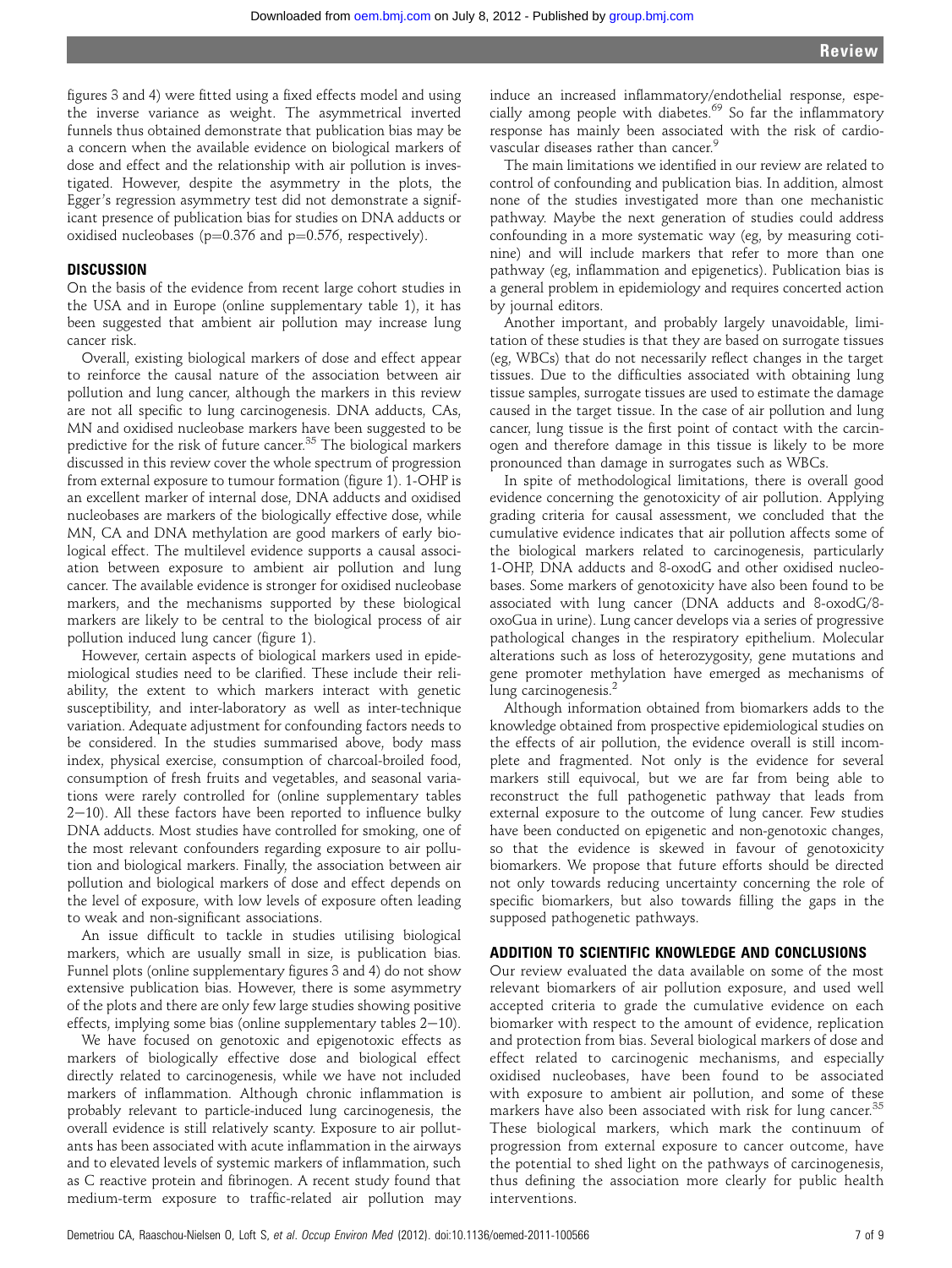figures 3 and 4) were fitted using a fixed effects model and using the inverse variance as weight. The asymmetrical inverted funnels thus obtained demonstrate that publication bias may be a concern when the available evidence on biological markers of dose and effect and the relationship with air pollution is investigated. However, despite the asymmetry in the plots, the Egger's regression asymmetry test did not demonstrate a significant presence of publication bias for studies on DNA adducts or oxidised nucleobases (p=0.376 and p=0.576, respectively).

## DISCUSSION

On the basis of the evidence from recent large cohort studies in the USA and in Europe (online supplementary table 1), it has been suggested that ambient air pollution may increase lung cancer risk.

Overall, existing biological markers of dose and effect appear to reinforce the causal nature of the association between air pollution and lung cancer, although the markers in this review are not all specific to lung carcinogenesis. DNA adducts, CAs, MN and oxidised nucleobase markers have been suggested to be predictive for the risk of future cancer.[35] The biological markers discussed in this review cover the whole spectrum of progression from external exposure to tumour formation (figure 1). 1-OHP is an excellent marker of internal dose, DNA adducts and oxidised nucleobases are markers of the biologically effective dose, while MN, CA and DNA methylation are good markers of early biological effect. The multilevel evidence supports a causal association between exposure to ambient air pollution and lung cancer. The available evidence is stronger for oxidised nucleobase markers, and the mechanisms supported by these biological markers are likely to be central to the biological process of air pollution induced lung cancer (figure 1).

However, certain aspects of biological markers used in epidemiological studies need to be clarified. These include their reliability, the extent to which markers interact with genetic susceptibility, and inter-laboratory as well as inter-technique variation. Adequate adjustment for confounding factors needs to be considered. In the studies summarised above, body mass index, physical exercise, consumption of charcoal-broiled food, consumption of fresh fruits and vegetables, and seasonal variations were rarely controlled for (online supplementary tables 2−10). All these factors have been reported to influence bulky DNA adducts. Most studies have controlled for smoking, one of the most relevant confounders regarding exposure to air pollution and biological markers. Finally, the association between air pollution and biological markers of dose and effect depends on the level of exposure, with low levels of exposure often leading to weak and non-significant associations.

An issue difficult to tackle in studies utilising biological markers, which are usually small in size, is publication bias. Funnel plots (online supplementary figures 3 and 4) do not show extensive publication bias. However, there is some asymmetry of the plots and there are only few large studies showing positive effects, implying some bias (online supplementary tables 2−10).

We have focused on genotoxic and epigenotoxic effects as markers of biologically effective dose and biological effect directly related to carcinogenesis, while we have not included markers of inflammation. Although chronic inflammation is probably relevant to particle-induced lung carcinogenesis, the overall evidence is still relatively scanty. Exposure to air pollutants has been associated with acute inflammation in the airways and to elevated levels of systemic markers of inflammation, such as C reactive protein and fibrinogen. A recent study found that medium-term exposure to traffic-related air pollution may induce an increased inflammatory/endothelial response, especially among people with diabetes.[69] So far the inflammatory response has mainly been associated with the risk of cardiovascular diseases rather than cancer.[9]

The main limitations we identified in our review are related to control of confounding and publication bias. In addition, almost none of the studies investigated more than one mechanistic pathway. Maybe the next generation of studies could address confounding in a more systematic way (eg, by measuring cotinine) and will include markers that refer to more than one pathway (eg, inflammation and epigenetics). Publication bias is a general problem in epidemiology and requires concerted action by journal editors.

Another important, and probably largely unavoidable, limitation of these studies is that they are based on surrogate tissues (eg, WBCs) that do not necessarily reflect changes in the target tissues. Due to the difficulties associated with obtaining lung tissue samples, surrogate tissues are used to estimate the damage caused in the target tissue. In the case of air pollution and lung cancer, lung tissue is the first point of contact with the carcinogen and therefore damage in this tissue is likely to be more pronounced than damage in surrogates such as WBCs.

In spite of methodological limitations, there is overall good evidence concerning the genotoxicity of air pollution. Applying grading criteria for causal assessment, we concluded that the cumulative evidence indicates that air pollution affects some of the biological markers related to carcinogenesis, particularly 1-OHP, DNA adducts and 8-oxodG and other oxidised nucleobases. Some markers of genotoxicity have also been found to be associated with lung cancer (DNA adducts and 8-oxodG/8-oxoGua in urine). Lung cancer develops via a series of progressive pathological changes in the respiratory epithelium. Molecular alterations such as loss of heterozygosity, gene mutations and gene promoter methylation have emerged as mechanisms of lung carcinogenesis.[2]

Although information obtained from biomarkers adds to the knowledge obtained from prospective epidemiological studies on the effects of air pollution, the evidence overall is still incomplete and fragmented. Not only is the evidence for several markers still equivocal, but we are far from being able to reconstruct the full pathogenetic pathway that leads from external exposure to the outcome of lung cancer. Few studies have been conducted on epigenetic and non-genotoxic changes, so that the evidence is skewed in favour of genotoxicity biomarkers. We propose that future efforts should be directed not only towards reducing uncertainty concerning the role of specific biomarkers, but also towards filling the gaps in the supposed pathogenetic pathways.

## ADDITION TO SCIENTIFIC KNOWLEDGE AND CONCLUSIONS

Our review evaluated the data available on some of the most relevant biomarkers of air pollution exposure, and used well accepted criteria to grade the cumulative evidence on each biomarker with respect to the amount of evidence, replication and protection from bias. Several biological markers of dose and effect related to carcinogenic mechanisms, and especially oxidised nucleobases, have been found to be associated with exposure to ambient air pollution, and some of these markers have also been associated with risk for lung cancer.[35] These biological markers, which mark the continuum of progression from external exposure to cancer outcome, have the potential to shed light on the pathways of carcinogenesis, thus defining the association more clearly for public health interventions.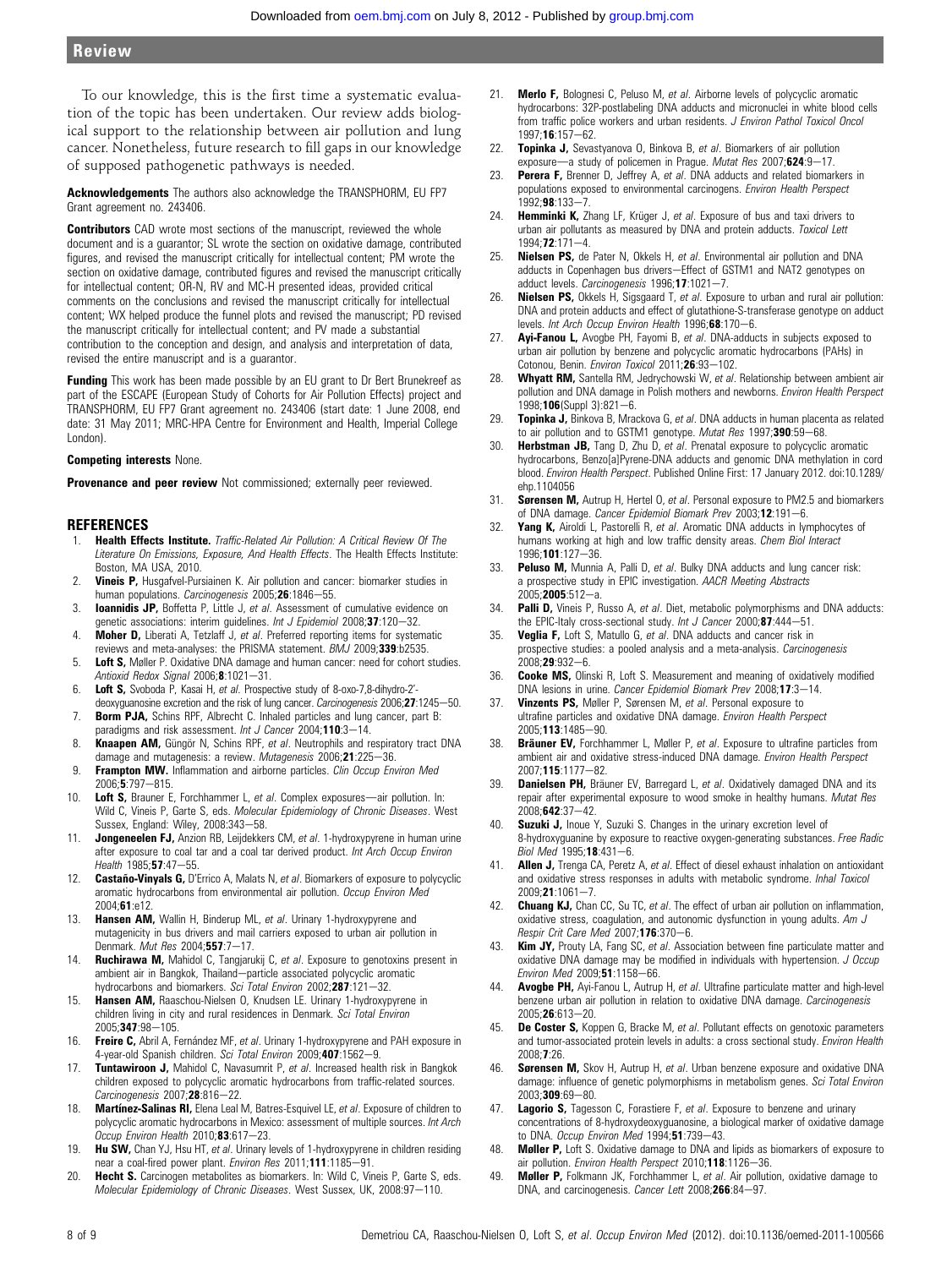To our knowledge, this is the first time a systematic evaluation of the topic has been undertaken. Our review adds biological support to the relationship between air pollution and lung cancer. Nonetheless, future research to fill gaps in our knowledge of supposed pathogenetic pathways is needed.

**Acknowledgements** The authors also acknowledge the TRANSPHORM, EU FP7 Grant agreement no. 243406.

**Contributors** CAD wrote most sections of the manuscript, reviewed the whole document and is a guarantor; SL wrote the section on oxidative damage, contributed figures, and revised the manuscript critically for intellectual content; PM wrote the section on oxidative damage, contributed figures and revised the manuscript critically for intellectual content; OR-N, RV and MC-H presented ideas, provided critical comments on the conclusions and revised the manuscript critically for intellectual content; WX helped produce the funnel plots and revised the manuscript; PD revised the manuscript critically for intellectual content; and PV made a substantial contribution to the conception and design, and analysis and interpretation of data, revised the entire manuscript and is a guarantor.

**Funding** This work has been made possible by an EU grant to Dr Bert Brunekreef as part of the ESCAPE (European Study of Cohorts for Air Pollution Effects) project and TRANSPHORM, EU FP7 Grant agreement no. 243406 (start date: 1 June 2008, end date: 31 May 2011; MRC-HPA Centre for Environment and Health, Imperial College London).

**Competing interests** None.

**Provenance and peer review** Not commissioned; externally peer reviewed.

## REFERENCES

1. **Health Effects Institute.** *Traffic-Related Air Pollution: A Critical Review Of The Literature On Emissions, Exposure, And Health Effects*. The Health Effects Institute: Boston, MA USA, 2010.
2. **Vineis P,** Husgafvel-Pursiainen K. Air pollution and cancer: biomarker studies in human populations. *Carcinogenesis* 2005;**26**:1846–55.
3. **Ioannidis JP,** Boffetta P, Little J, *et al*. Assessment of cumulative evidence on genetic associations: interim guidelines. *Int J Epidemiol* 2008;**37**:120–32.
4. **Moher D,** Liberati A, Tetzlaff J, *et al*. Preferred reporting items for systematic reviews and meta-analyses: the PRISMA statement. *BMJ* 2009;**339**:b2535.
5. **Loft S,** Møller P. Oxidative DNA damage and human cancer: need for cohort studies. *Antioxid Redox Signal* 2006;**8**:1021–31.
6. **Loft S,** Svoboda P, Kasai H, *et al*. Prospective study of 8-oxo-7,8-dihydro-2′-deoxyguanosine excretion and the risk of lung cancer. *Carcinogenesis* 2006;**27**:1245–50.
7. **Borm PJA,** Schins RPF, Albrecht C. Inhaled particles and lung cancer, part B: paradigms and risk assessment. *Int J Cancer* 2004;**110**:3–14.
8. **Knaapen AM,** Güngör N, Schins RPF, *et al*. Neutrophils and respiratory tract DNA damage and mutagenesis: a review. *Mutagenesis* 2006;**21**:225–36.
9. **Frampton MW.** Inflammation and airborne particles. *Clin Occup Environ Med* 2006;**5**:797–815.
10. **Loft S,** Brauner E, Forchhammer L, *et al*. Complex exposures—air pollution. In: Wild C, Vineis P, Garte S, eds. *Molecular Epidemiology of Chronic Diseases*. West Sussex, England: Wiley, 2008:343–58.
11. **Jongeneelen FJ,** Anzion RB, Leijdekkers CM, *et al*. 1-hydroxypyrene in human urine after exposure to coal tar and a coal tar derived product. *Int Arch Occup Environ Health* 1985;**57**:47–55.
12. **Castaño-Vinyals G,** D'Errico A, Malats N, *et al*. Biomarkers of exposure to polycyclic aromatic hydrocarbons from environmental air pollution. *Occup Environ Med* 2004;**61**:e12.
13. **Hansen AM,** Wallin H, Binderup ML, *et al*. Urinary 1-hydroxypyrene and mutagenicity in bus drivers and mail carriers exposed to urban air pollution in Denmark. *Mut Res* 2004;**557**:7–17.
14. **Ruchirawa M,** Mahidol C, Tangjarukij C, *et al*. Exposure to genotoxins present in ambient air in Bangkok, Thailand—particle associated polycyclic aromatic hydrocarbons and biomarkers. *Sci Total Environ* 2002;**287**:121–32.
15. **Hansen AM,** Raaschou-Nielsen O, Knudsen LE. Urinary 1-hydroxypyrene in children living in city and rural residences in Denmark. *Sci Total Environ* 2005;**347**:98–105.
16. **Freire C,** Abril A, Fernández MF, *et al*. Urinary 1-hydroxypyrene and PAH exposure in 4-year-old Spanish children. *Sci Total Environ* 2009;**407**:1562–9.
17. **Tuntawiroon J,** Mahidol C, Navasumrit P, *et al*. Increased health risk in Bangkok children exposed to polycyclic aromatic hydrocarbons from traffic-related sources. *Carcinogenesis* 2007;**28**:816–22.
18. **Martínez-Salinas RI,** Elena Leal M, Batres-Esquivel LE, *et al*. Exposure of children to polycyclic aromatic hydrocarbons in Mexico: assessment of multiple sources. *Int Arch Occup Environ Health* 2010;**83**:617–23.
19. **Hu SW,** Chan YJ, Hsu HT, *et al*. Urinary levels of 1-hydroxypyrene in children residing near a coal-fired power plant. *Environ Res* 2011;**111**:1185–91.
20. **Hecht S.** Carcinogen metabolites as biomarkers. In: Wild C, Vineis P, Garte S, eds. *Molecular Epidemiology of Chronic Diseases*. West Sussex, UK, 2008:97–110.
21. **Merlo F,** Bolognesi C, Peluso M, *et al*. Airborne levels of polycyclic aromatic hydrocarbons: 32P-postlabeling DNA adducts and micronuclei in white blood cells from traffic police workers and urban residents. *J Environ Pathol Toxicol Oncol* 1997;**16**:157–62.
22. **Topinka J,** Sevastyanova O, Binkova B, *et al*. Biomarkers of air pollution exposure—a study of policemen in Prague. *Mutat Res* 2007;**624**:9–17.
23. **Perera F,** Brenner D, Jeffrey A, *et al*. DNA adducts and related biomarkers in populations exposed to environmental carcinogens. *Environ Health Perspect* 1992;**98**:133–7.
24. **Hemminki K,** Zhang LF, Krüger J, *et al*. Exposure of bus and taxi drivers to urban air pollutants as measured by DNA and protein adducts. *Toxicol Lett* 1994;**72**:171–4.
25. **Nielsen PS,** de Pater N, Okkels H, *et al*. Environmental air pollution and DNA adducts in Copenhagen bus drivers—Effect of GSTM1 and NAT2 genotypes on adduct levels. *Carcinogenesis* 1996;**17**:1021–7.
26. **Nielsen PS,** Okkels H, Sigsgaard T, *et al*. Exposure to urban and rural air pollution: DNA and protein adducts and effect of glutathione-S-transferase genotype on adduct levels. *Int Arch Occup Environ Health* 1996;**68**:170–6.
27. **Ayi-Fanou L,** Avogbe PH, Fayomi B, *et al*. DNA-adducts in subjects exposed to urban air pollution by benzene and polycyclic aromatic hydrocarbons (PAHs) in Cotonou, Benin. *Environ Toxicol* 2011;**26**:93–102.
28. **Whyatt RM,** Santella RM, Jedrychowski W, *et al*. Relationship between ambient air pollution and DNA damage in Polish mothers and newborns. *Environ Health Perspect* 1998;**106**(Suppl 3):821–6.
29. **Topinka J,** Binkova B, Mrackova G, *et al*. DNA adducts in human placenta as related to air pollution and to GSTM1 genotype. *Mutat Res* 1997;**390**:59–68.
30. **Herbstman JB,** Tang D, Zhu D, *et al*. Prenatal exposure to polycyclic aromatic hydrocarbons, Benzo[a]Pyrene-DNA adducts and genomic DNA methylation in cord blood. *Environ Health Perspect*. Published Online First: 17 January 2012. doi:10.1289/ehp.1104056
31. **Sørensen M,** Autrup H, Hertel O, *et al*. Personal exposure to PM2.5 and biomarkers of DNA damage. *Cancer Epidemiol Biomark Prev* 2003;**12**:191–6.
32. **Yang K,** Airoldi L, Pastorelli R, *et al*. Aromatic DNA adducts in lymphocytes of humans working at high and low traffic density areas. *Chem Biol Interact* 1996;**101**:127–36.
33. **Peluso M,** Munnia A, Palli D, *et al*. Bulky DNA adducts and lung cancer risk: a prospective study in EPIC investigation. *AACR Meeting Abstracts* 2005;**2005**:512–a.
34. **Palli D,** Vineis P, Russo A, *et al*. Diet, metabolic polymorphisms and DNA adducts: the EPIC-Italy cross-sectional study. *Int J Cancer* 2000;**87**:444–51.
35. **Veglia F,** Loft S, Matullo G, *et al*. DNA adducts and cancer risk in prospective studies: a pooled analysis and a meta-analysis. *Carcinogenesis* 2008;**29**:932–6.
36. **Cooke MS,** Olinski R, Loft S. Measurement and meaning of oxidatively modified DNA lesions in urine. *Cancer Epidemiol Biomark Prev* 2008;**17**:3–14.
37. **Vinzents PS,** Møller P, Sørensen M, *et al*. Personal exposure to ultrafine particles and oxidative DNA damage. *Environ Health Perspect* 2005;**113**:1485–90.
38. **Bräuner EV,** Forchhammer L, Møller P, *et al*. Exposure to ultrafine particles from ambient air and oxidative stress-induced DNA damage. *Environ Health Perspect* 2007;**115**:1177–82.
39. **Danielsen PH,** Bräuner EV, Barregard L, *et al*. Oxidatively damaged DNA and its repair after experimental exposure to wood smoke in healthy humans. *Mutat Res* 2008;**642**:37–42.
40. **Suzuki J,** Inoue Y, Suzuki S. Changes in the urinary excretion level of 8-hydroxyguanine by exposure to reactive oxygen-generating substances. *Free Radic Biol Med* 1995;**18**:431–6.
41. **Allen J,** Trenga CA, Peretz A, *et al*. Effect of diesel exhaust inhalation on antioxidant and oxidative stress responses in adults with metabolic syndrome. *Inhal Toxicol* 2009;**21**:1061–7.
42. **Chuang KJ,** Chan CC, Su TC, *et al*. The effect of urban air pollution on inflammation, oxidative stress, coagulation, and autonomic dysfunction in young adults. *Am J Respir Crit Care Med* 2007;**176**:370–6.
43. **Kim JY,** Prouty LA, Fang SC, *et al*. Association between fine particulate matter and oxidative DNA damage may be modified in individuals with hypertension. *J Occup Environ Med* 2009;**51**:1158–66.
44. **Avogbe PH,** Ayi-Fanou L, Autrup H, *et al*. Ultrafine particulate matter and high-level benzene urban air pollution in relation to oxidative DNA damage. *Carcinogenesis* 2005;**26**:613–20.
45. **De Coster S,** Koppen G, Bracke M, *et al*. Pollutant effects on genotoxic parameters and tumor-associated protein levels in adults: a cross sectional study. *Environ Health* 2008;**7**:26.
46. **Sørensen M,** Skov H, Autrup H, *et al*. Urban benzene exposure and oxidative DNA damage: influence of genetic polymorphisms in metabolism genes. *Sci Total Environ* 2003;**309**:69–80.
47. **Lagorio S,** Tagesson C, Forastiere F, *et al*. Exposure to benzene and urinary concentrations of 8-hydroxydeoxyguanosine, a biological marker of oxidative damage to DNA. *Occup Environ Med* 1994;**51**:739–43.
48. **Møller P,** Loft S. Oxidative damage to DNA and lipids as biomarkers of exposure to air pollution. *Environ Health Perspect* 2010;**118**:1126–36.
49. **Møller P,** Folkmann JK, Forchhammer L, *et al*. Air pollution, oxidative damage to DNA, and carcinogenesis. *Cancer Lett* 2008;**266**:84–97.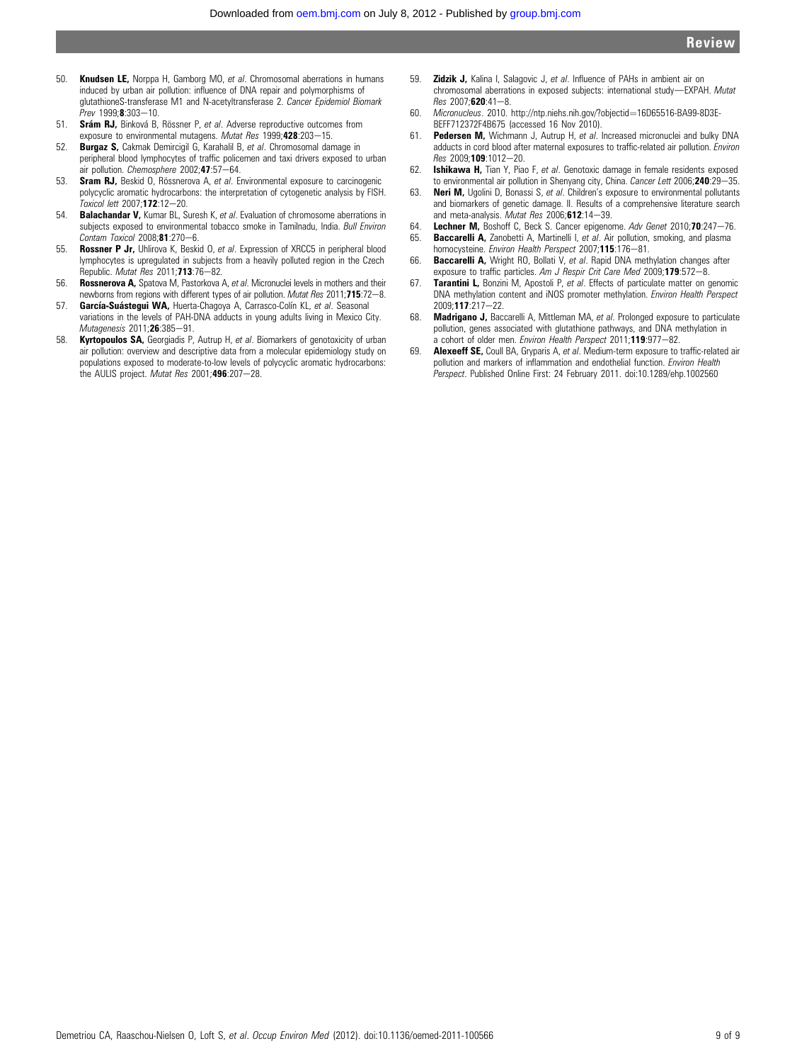50. **Knudsen LE,** Norppa H, Gamborg MO, *et al*. Chromosomal aberrations in humans induced by urban air pollution: influence of DNA repair and polymorphisms of glutathioneS-transferase M1 and N-acetyltransferase 2. *Cancer Epidemiol Biomark Prev* 1999;**8**:303–10.
51. **Srám RJ,** Binková B, Rössner P, *et al*. Adverse reproductive outcomes from exposure to environmental mutagens. *Mutat Res* 1999;**428**:203–15.
52. **Burgaz S,** Cakmak Demircigil G, Karahalil B, *et al*. Chromosomal damage in peripheral blood lymphocytes of traffic policemen and taxi drivers exposed to urban air pollution. *Chemosphere* 2002;**47**:57–64.
53. **Sram RJ,** Beskid O, Rössnerova A, *et al*. Environmental exposure to carcinogenic polycyclic aromatic hydrocarbons: the interpretation of cytogenetic analysis by FISH. *Toxicol lett* 2007;**172**:12–20.
54. **Balachandar V,** Kumar BL, Suresh K, *et al*. Evaluation of chromosome aberrations in subjects exposed to environmental tobacco smoke in Tamilnadu, India. *Bull Environ Contam Toxicol* 2008;**81**:270–6.
55. **Rossner P Jr,** Uhlirova K, Beskid O, *et al*. Expression of XRCC5 in peripheral blood lymphocytes is upregulated in subjects from a heavily polluted region in the Czech Republic. *Mutat Res* 2011;**713**:76–82.
56. **Rossnerova A,** Spatova M, Pastorkova A, *et al*. Micronuclei levels in mothers and their newborns from regions with different types of air pollution. *Mutat Res* 2011;**715**:72–8.
57. **García-Suástegui WA,** Huerta-Chagoya A, Carrasco-Colín KL, *et al*. Seasonal variations in the levels of PAH-DNA adducts in young adults living in Mexico City. *Mutagenesis* 2011;**26**:385–91.
58. **Kyrtopoulos SA,** Georgiadis P, Autrup H, *et al*. Biomarkers of genotoxicity of urban air pollution: overview and descriptive data from a molecular epidemiology study on populations exposed to moderate-to-low levels of polycyclic aromatic hydrocarbons: the AULIS project. *Mutat Res* 2001;**496**:207–28.
59. **Zidzik J,** Kalina I, Salagovic J, *et al*. Influence of PAHs in ambient air on chromosomal aberrations in exposed subjects: international study—EXPAH. *Mutat Res* 2007;**620**:41–8.
60. *Micronucleus*. 2010. http://ntp.niehs.nih.gov/?objectid=16D65516-BA99-8D3E-BEFF712372F4B675 (accessed 16 Nov 2010).
61. **Pedersen M,** Wichmann J, Autrup H, *et al*. Increased micronuclei and bulky DNA adducts in cord blood after maternal exposures to traffic-related air pollution. *Environ Res* 2009;**109**:1012–20.
62. **Ishikawa H,** Tian Y, Piao F, *et al*. Genotoxic damage in female residents exposed to environmental air pollution in Shenyang city, China. *Cancer Lett* 2006;**240**:29–35.
63. **Neri M,** Ugolini D, Bonassi S, *et al*. Children's exposure to environmental pollutants and biomarkers of genetic damage. II. Results of a comprehensive literature search and meta-analysis. *Mutat Res* 2006;**612**:14–39.
64. **Lechner M,** Boshoff C, Beck S. Cancer epigenome. *Adv Genet* 2010;**70**:247–76.
65. **Baccarelli A,** Zanobetti A, Martinelli I, *et al*. Air pollution, smoking, and plasma homocysteine. *Environ Health Perspect* 2007;**115**:176–81.
66. **Baccarelli A,** Wright RO, Bollati V, *et al*. Rapid DNA methylation changes after exposure to traffic particles. *Am J Respir Crit Care Med* 2009;**179**:572–8.
67. **Tarantini L,** Bonzini M, Apostoli P, *et al*. Effects of particulate matter on genomic DNA methylation content and iNOS promoter methylation. *Environ Health Perspect* 2009;**117**:217–22.
68. **Madrigano J,** Baccarelli A, Mittleman MA, *et al*. Prolonged exposure to particulate pollution, genes associated with glutathione pathways, and DNA methylation in a cohort of older men. *Environ Health Perspect* 2011;**119**:977–82.
69. **Alexeeff SE,** Coull BA, Gryparis A, *et al*. Medium-term exposure to traffic-related air pollution and markers of inflammation and endothelial function. *Environ Health Perspect*. Published Online First: 24 February 2011. doi:10.1289/ehp.1002560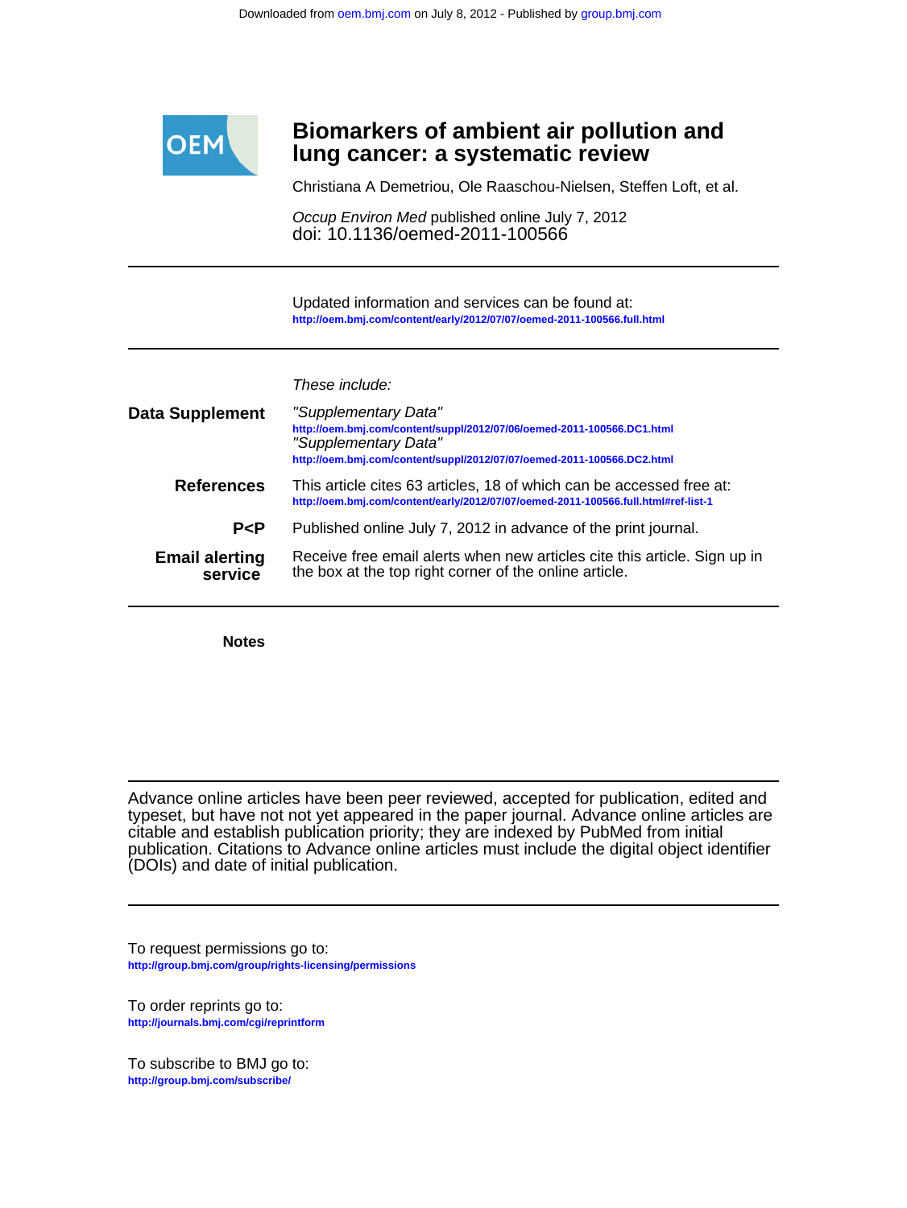# Biomarkers of ambient air pollution and lung cancer: a systematic review

Christiana A Demetriou, Ole Raaschou-Nielsen, Steffen Loft, et al.

*Occup Environ Med* published online July 7, 2012
doi: 10.1136/oemed-2011-100566

Updated information and services can be found at:
http://oem.bmj.com/content/early/2012/07/07/oemed-2011-100566.full.html

*These include:*

**Data Supplement**

*"Supplementary Data"*
http://oem.bmj.com/content/suppl/2012/07/06/oemed-2011-100566.DC1.html
*"Supplementary Data"*
http://oem.bmj.com/content/suppl/2012/07/07/oemed-2011-100566.DC2.html

**References**

This article cites 63 articles, 18 of which can be accessed free at:
http://oem.bmj.com/content/early/2012/07/07/oemed-2011-100566.full.html#ref-list-1

**P<P**

Published online July 7, 2012 in advance of the print journal.

**Email alerting service**

Receive free email alerts when new articles cite this article. Sign up in the box at the top right corner of the online article.

**Notes**

Advance online articles have been peer reviewed, accepted for publication, edited and typeset, but have not not yet appeared in the paper journal. Advance online articles are citable and establish publication priority; they are indexed by PubMed from initial publication. Citations to Advance online articles must include the digital object identifier (DOIs) and date of initial publication.

To request permissions go to:
http://group.bmj.com/group/rights-licensing/permissions

To order reprints go to:
http://journals.bmj.com/cgi/reprintform

To subscribe to BMJ go to:
http://group.bmj.com/subscribe/